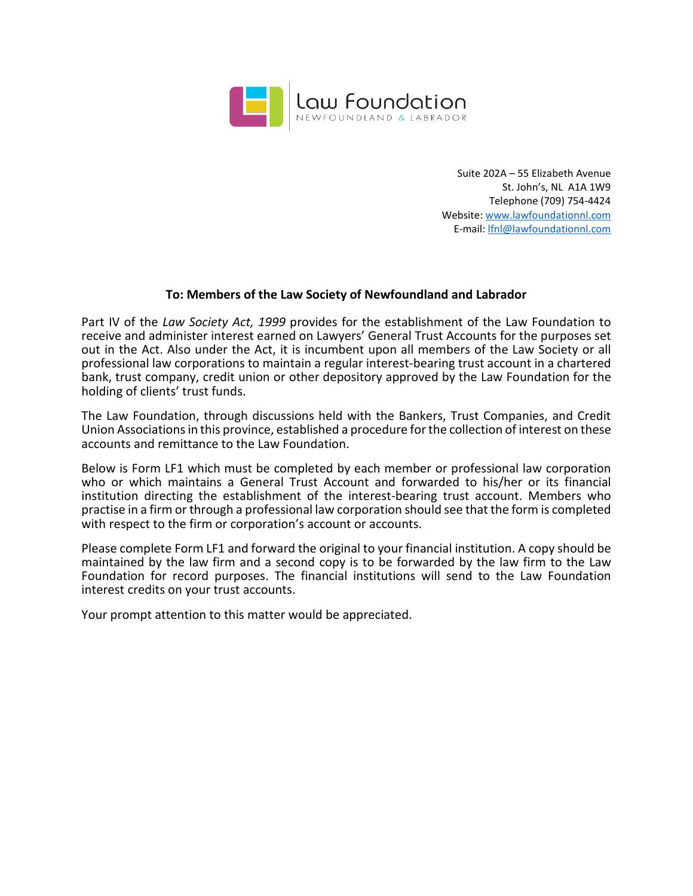Law Foundation
NEWFOUNDLAND & LABRADOR

Suite 202A – 55 Elizabeth Avenue
St. John's, NL A1A 1W9
Telephone (709) 754-4424
Website: www.lawfoundationnl.com
E-mail: lfnl@lawfoundationnl.com

**To: Members of the Law Society of Newfoundland and Labrador**

Part IV of the *Law Society Act, 1999* provides for the establishment of the Law Foundation to receive and administer interest earned on Lawyers' General Trust Accounts for the purposes set out in the Act. Also under the Act, it is incumbent upon all members of the Law Society or all professional law corporations to maintain a regular interest-bearing trust account in a chartered bank, trust company, credit union or other depository approved by the Law Foundation for the holding of clients' trust funds.

The Law Foundation, through discussions held with the Bankers, Trust Companies, and Credit Union Associations in this province, established a procedure for the collection of interest on these accounts and remittance to the Law Foundation.

Below is Form LF1 which must be completed by each member or professional law corporation who or which maintains a General Trust Account and forwarded to his/her or its financial institution directing the establishment of the interest-bearing trust account. Members who practise in a firm or through a professional law corporation should see that the form is completed with respect to the firm or corporation's account or accounts.

Please complete Form LF1 and forward the original to your financial institution. A copy should be maintained by the law firm and a second copy is to be forwarded by the law firm to the Law Foundation for record purposes. The financial institutions will send to the Law Foundation interest credits on your trust accounts.

Your prompt attention to this matter would be appreciated.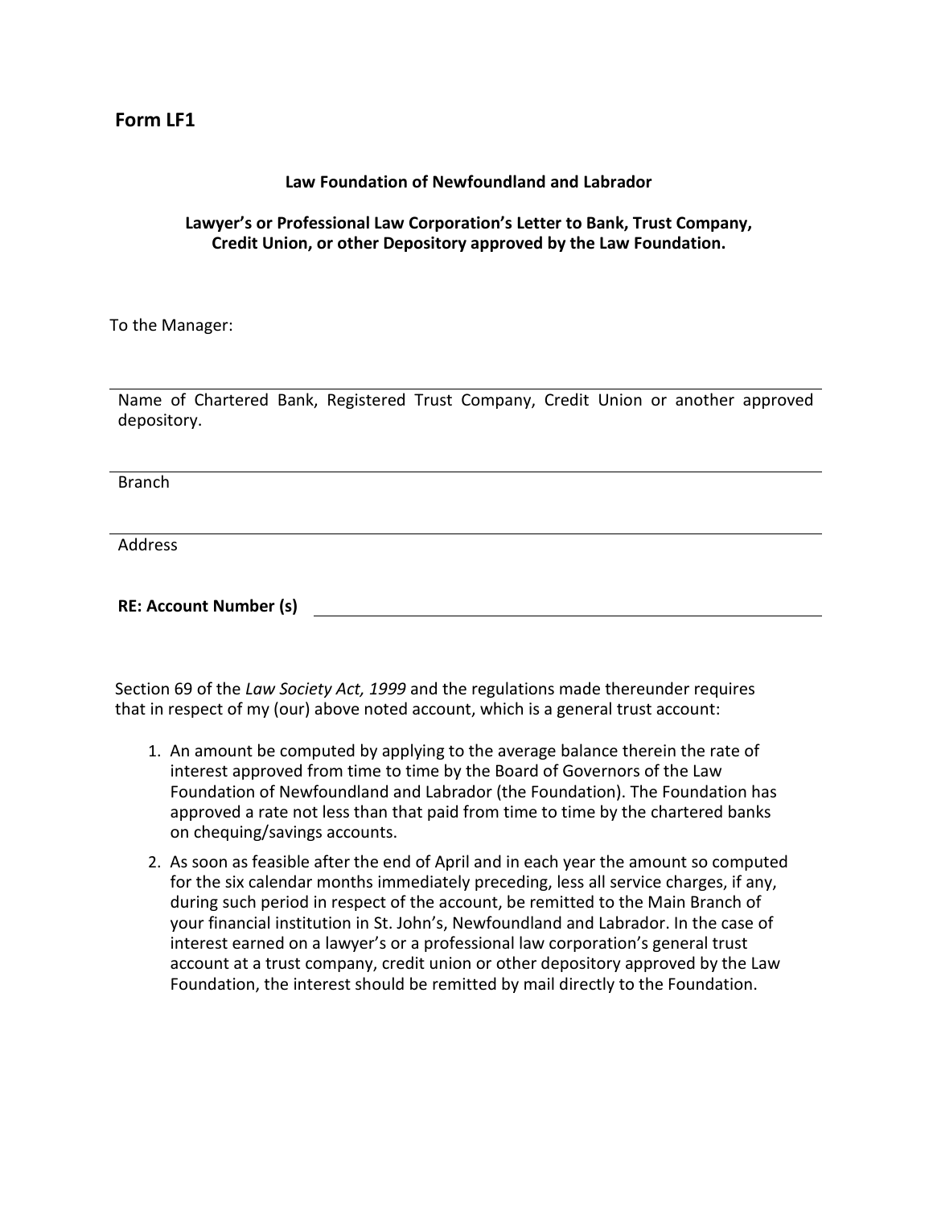**Form LF1**

**Law Foundation of Newfoundland and Labrador**

**Lawyer's or Professional Law Corporation's Letter to Bank, Trust Company, Credit Union, or other Depository approved by the Law Foundation.**

To the Manager:

______________________________________________

Name of Chartered Bank, Registered Trust Company, Credit Union or another approved depository.

______________________________________________

Branch

______________________________________________

Address

**RE: Account Number (s)** ______________________________________________

Section 69 of the *Law Society Act, 1999* and the regulations made thereunder requires that in respect of my (our) above noted account, which is a general trust account:

1. An amount be computed by applying to the average balance therein the rate of interest approved from time to time by the Board of Governors of the Law Foundation of Newfoundland and Labrador (the Foundation). The Foundation has approved a rate not less than that paid from time to time by the chartered banks on chequing/savings accounts.
2. As soon as feasible after the end of April and in each year the amount so computed for the six calendar months immediately preceding, less all service charges, if any, during such period in respect of the account, be remitted to the Main Branch of your financial institution in St. John's, Newfoundland and Labrador. In the case of interest earned on a lawyer's or a professional law corporation's general trust account at a trust company, credit union or other depository approved by the Law Foundation, the interest should be remitted by mail directly to the Foundation.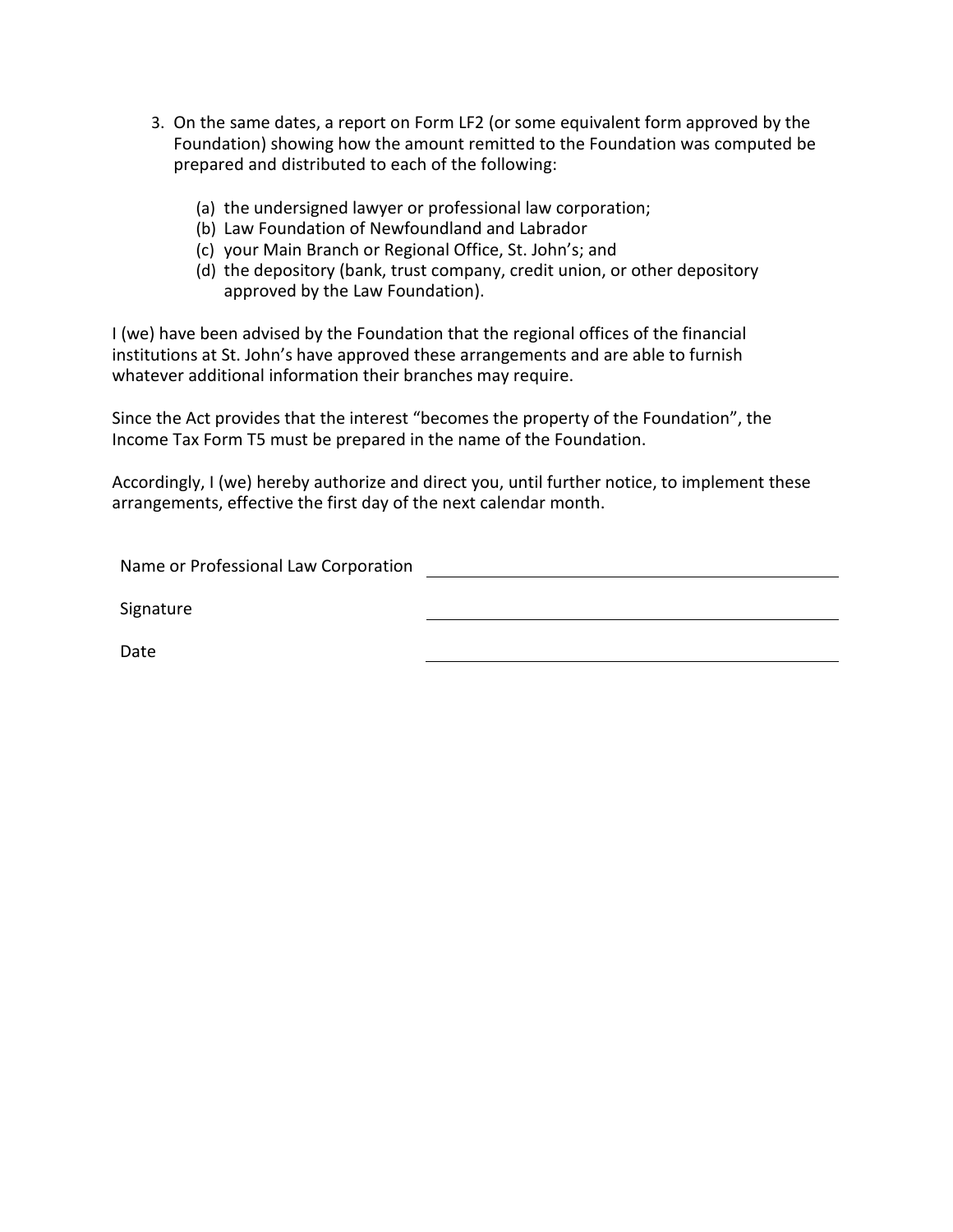3. On the same dates, a report on Form LF2 (or some equivalent form approved by the Foundation) showing how the amount remitted to the Foundation was computed be prepared and distributed to each of the following:

   (a) the undersigned lawyer or professional law corporation;
   (b) Law Foundation of Newfoundland and Labrador
   (c) your Main Branch or Regional Office, St. John's; and
   (d) the depository (bank, trust company, credit union, or other depository approved by the Law Foundation).

I (we) have been advised by the Foundation that the regional offices of the financial institutions at St. John's have approved these arrangements and are able to furnish whatever additional information their branches may require.

Since the Act provides that the interest "becomes the property of the Foundation", the Income Tax Form T5 must be prepared in the name of the Foundation.

Accordingly, I (we) hereby authorize and direct you, until further notice, to implement these arrangements, effective the first day of the next calendar month.

Name or Professional Law Corporation \_\_\_\_\_\_\_\_\_\_\_\_\_\_\_\_\_\_\_\_\_\_\_\_\_\_\_\_\_\_

Signature \_\_\_\_\_\_\_\_\_\_\_\_\_\_\_\_\_\_\_\_\_\_\_\_\_\_\_\_\_\_

Date \_\_\_\_\_\_\_\_\_\_\_\_\_\_\_\_\_\_\_\_\_\_\_\_\_\_\_\_\_\_